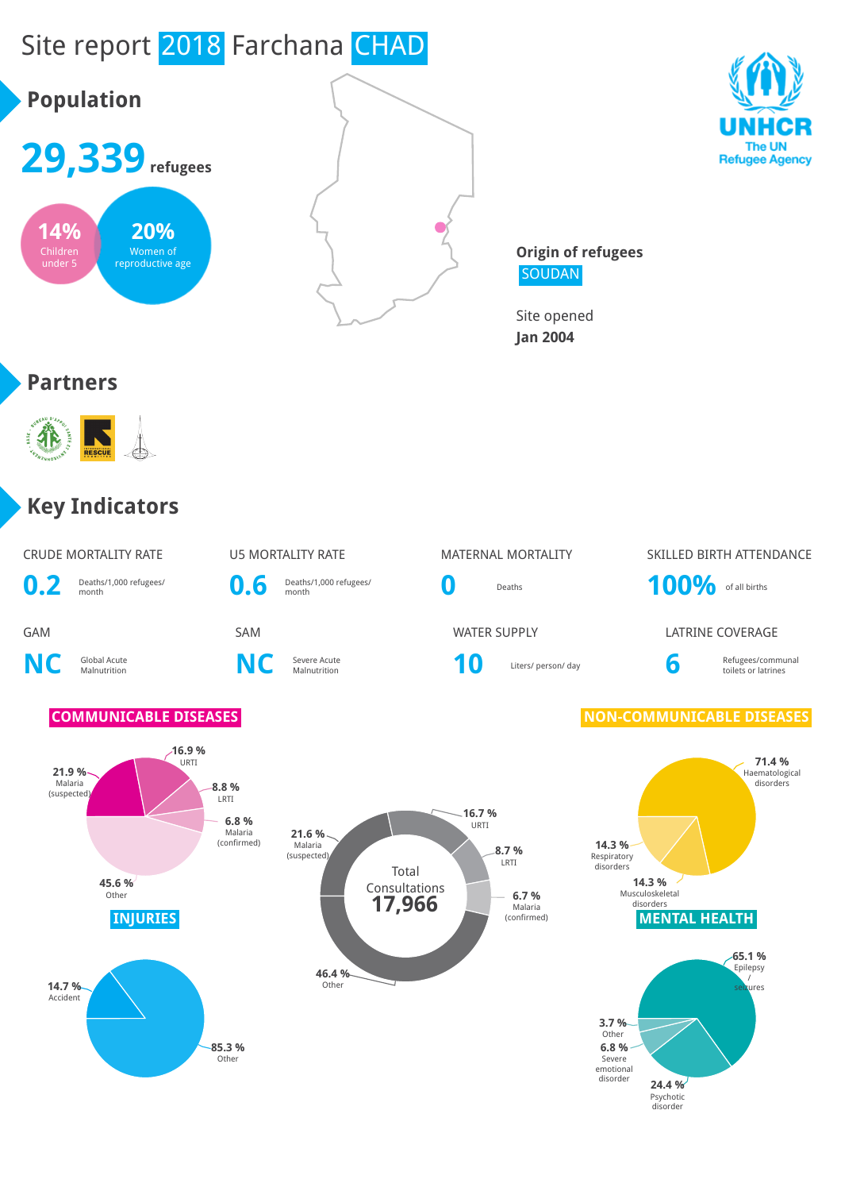# Site report 2018 Farchana CHAD

## Population

**29,339** refugees

- **14%** Children under 5
- **20%** Women of reproductive age

UNHCR
The UN Refugee Agency

**Origin of refugees**
SOUDAN

Site opened
**Jan 2004**

## Partners

## Key Indicators

| CRUDE MORTALITY RATE | U5 MORTALITY RATE | MATERNAL MORTALITY | SKILLED BIRTH ATTENDANCE |
|---|---|---|---|
| **0.2** Deaths/1,000 refugees/ month | **0.6** Deaths/1,000 refugees/ month | **0** Deaths | **100%** of all births |

| GAM | SAM | WATER SUPPLY | LATRINE COVERAGE |
|---|---|---|---|
| **NC** Global Acute Malnutrition | **NC** Severe Acute Malnutrition | **10** Liters/ person/ day | **6** Refugees/communal toilets or latrines |

### COMMUNICABLE DISEASES

- 21.9 % Malaria (suspected)
- 16.9 % URTI
- 8.8 % LRTI
- 6.8 % Malaria (confirmed)
- 45.6 % Other

### Total Consultations 17,966

- 16.7 % URTI
- 8.7 % LRTI
- 6.7 % Malaria (confirmed)
- 21.6 % Malaria (suspected)
- 46.4 % Other

### NON-COMMUNICABLE DISEASES

- 71.4 % Haematological disorders
- 14.3 % Respiratory disorders
- 14.3 % Musculoskeletal disorders

### INJURIES

- 14.7 % Accident
- 85.3 % Other

### MENTAL HEALTH

- 65.1 % Epilepsy / seizures
- 3.7 % Other
- 6.8 % Severe emotional disorder
- 24.4 % Psychotic disorder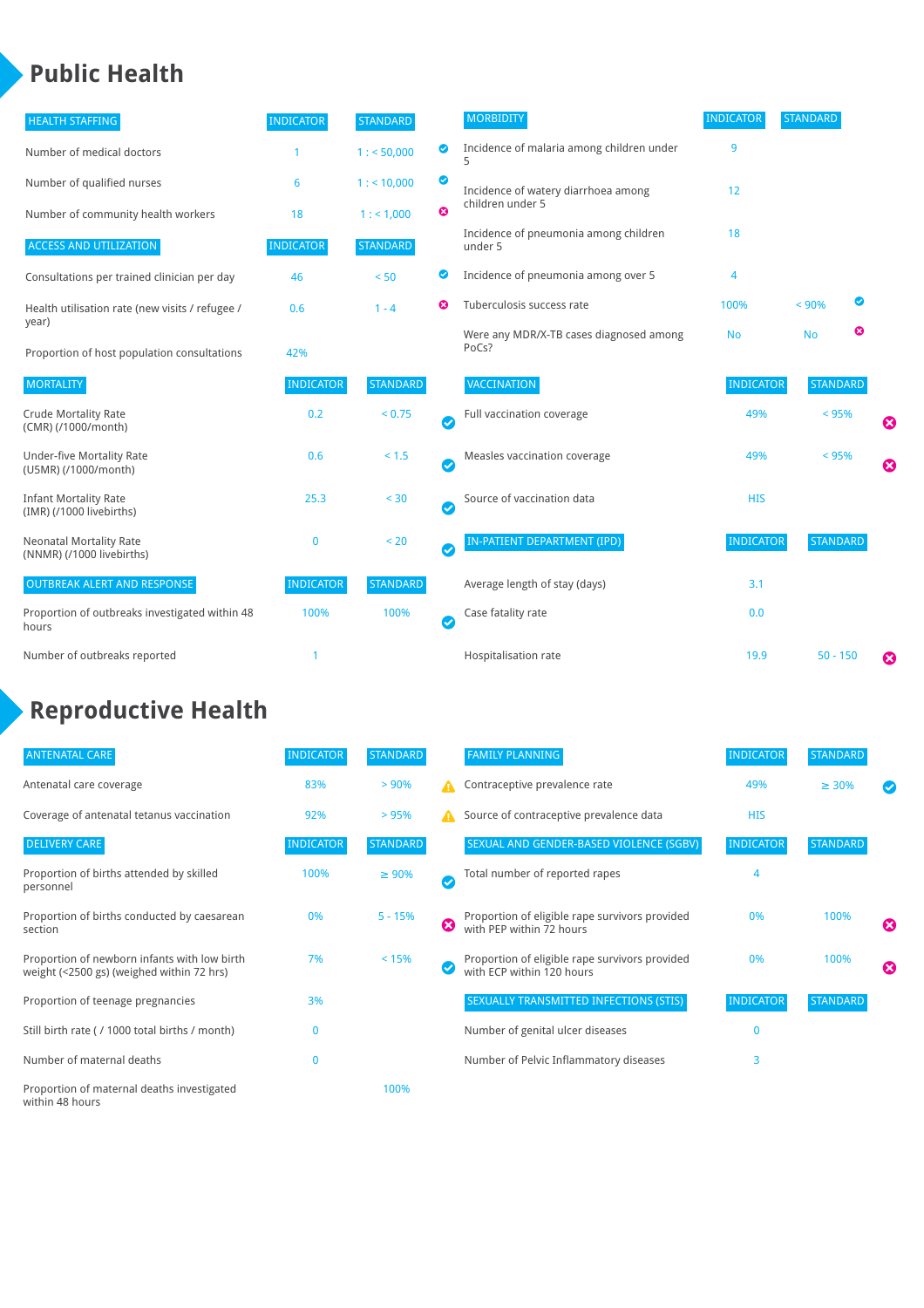# Public Health

| HEALTH STAFFING | INDICATOR | STANDARD | |
|---|---|---|---|
| Number of medical doctors | 1 | 1 : < 50,000 | ✔ |
| Number of qualified nurses | 6 | 1 : < 10,000 | ✔ |
| Number of community health workers | 18 | 1 : < 1,000 | ✖ |

| ACCESS AND UTILIZATION | INDICATOR | STANDARD | |
|---|---|---|---|
| Consultations per trained clinician per day | 46 | < 50 | ✔ |
| Health utilisation rate (new visits / refugee / year) | 0.6 | 1 - 4 | ✖ |
| Proportion of host population consultations | 42% | | |

| MORTALITY | INDICATOR | STANDARD | |
|---|---|---|---|
| Crude Mortality Rate (CMR) (/1000/month) | 0.2 | < 0.75 | ✔ |
| Under-five Mortality Rate (U5MR) (/1000/month) | 0.6 | < 1.5 | ✔ |
| Infant Mortality Rate (IMR) (/1000 livebirths) | 25.3 | < 30 | ✔ |
| Neonatal Mortality Rate (NNMR) (/1000 livebirths) | 0 | < 20 | ✔ |

| OUTBREAK ALERT AND RESPONSE | INDICATOR | STANDARD | |
|---|---|---|---|
| Proportion of outbreaks investigated within 48 hours | 100% | 100% | ✔ |
| Number of outbreaks reported | 1 | | |

| MORBIDITY | INDICATOR | STANDARD | |
|---|---|---|---|
| Incidence of malaria among children under 5 | 9 | | |
| Incidence of watery diarrhoea among children under 5 | 12 | | |
| Incidence of pneumonia among children under 5 | 18 | | |
| Incidence of pneumonia among over 5 | 4 | | |
| Tuberculosis success rate | 100% | < 90% | ✔ |
| Were any MDR/X-TB cases diagnosed among PoCs? | No | No | ✖ |

| VACCINATION | INDICATOR | STANDARD | |
|---|---|---|---|
| Full vaccination coverage | 49% | < 95% | ✖ |
| Measles vaccination coverage | 49% | < 95% | ✖ |
| Source of vaccination data | HIS | | |

| IN-PATIENT DEPARTMENT (IPD) | INDICATOR | STANDARD | |
|---|---|---|---|
| Average length of stay (days) | 3.1 | | |
| Case fatality rate | 0.0 | | |
| Hospitalisation rate | 19.9 | 50 - 150 | ✖ |

# Reproductive Health

| ANTENATAL CARE | INDICATOR | STANDARD | |
|---|---|---|---|
| Antenatal care coverage | 83% | > 90% | ⚠ |
| Coverage of antenatal tetanus vaccination | 92% | > 95% | ⚠ |

| DELIVERY CARE | INDICATOR | STANDARD | |
|---|---|---|---|
| Proportion of births attended by skilled personnel | 100% | ≥ 90% | ✔ |
| Proportion of births conducted by caesarean section | 0% | 5 - 15% | ✖ |
| Proportion of newborn infants with low birth weight (<2500 gs) (weighed within 72 hrs) | 7% | < 15% | ✔ |
| Proportion of teenage pregnancies | 3% | | |
| Still birth rate ( / 1000 total births / month) | 0 | | |
| Number of maternal deaths | 0 | | |
| Proportion of maternal deaths investigated within 48 hours | | 100% | |

| FAMILY PLANNING | INDICATOR | STANDARD | |
|---|---|---|---|
| Contraceptive prevalence rate | 49% | ≥ 30% | ✔ |
| Source of contraceptive prevalence data | HIS | | |

| SEXUAL AND GENDER-BASED VIOLENCE (SGBV) | INDICATOR | STANDARD | |
|---|---|---|---|
| Total number of reported rapes | 4 | | |
| Proportion of eligible rape survivors provided with PEP within 72 hours | 0% | 100% | ✖ |
| Proportion of eligible rape survivors provided with ECP within 120 hours | 0% | 100% | ✖ |

| SEXUALLY TRANSMITTED INFECTIONS (STIS) | INDICATOR | STANDARD |
|---|---|---|
| Number of genital ulcer diseases | 0 | |
| Number of Pelvic Inflammatory diseases | 3 | |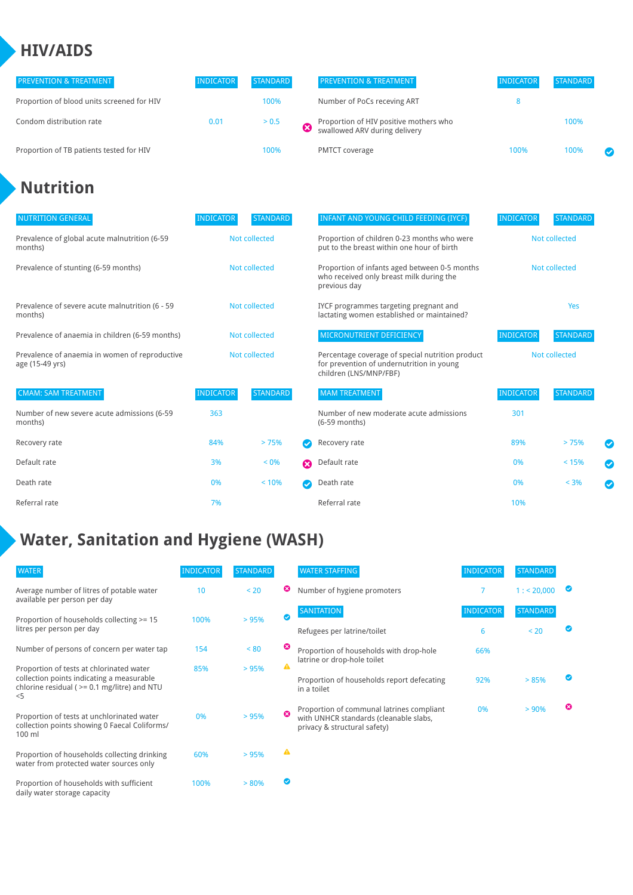# HIV/AIDS

| PREVENTION & TREATMENT | INDICATOR | STANDARD | |
|---|---|---|---|
| Proportion of blood units screened for HIV | | 100% | |
| Condom distribution rate | 0.01 | > 0.5 | ✗ |
| Proportion of TB patients tested for HIV | | 100% | |

| PREVENTION & TREATMENT | INDICATOR | STANDARD | |
|---|---|---|---|
| Number of PoCs receving ART | 8 | | |
| Proportion of HIV positive mothers who swallowed ARV during delivery | | 100% | |
| PMTCT coverage | 100% | 100% | ✓ |

# Nutrition

| NUTRITION GENERAL | INDICATOR | STANDARD |
|---|---|---|
| Prevalence of global acute malnutrition (6-59 months) | Not collected | |
| Prevalence of stunting (6-59 months) | Not collected | |
| Prevalence of severe acute malnutrition (6 - 59 months) | Not collected | |
| Prevalence of anaemia in children (6-59 months) | Not collected | |
| Prevalence of anaemia in women of reproductive age (15-49 yrs) | Not collected | |

| INFANT AND YOUNG CHILD FEEDING (IYCF) | INDICATOR | STANDARD |
|---|---|---|
| Proportion of children 0-23 months who were put to the breast within one hour of birth | Not collected | |
| Proportion of infants aged between 0-5 months who received only breast milk during the previous day | Not collected | |
| IYCF programmes targeting pregnant and lactating women established or maintained? | | Yes |

| MICRONUTRIENT DEFICIENCY | INDICATOR | STANDARD |
|---|---|---|
| Percentage coverage of special nutrition product for prevention of undernutrition in young children (LNS/MNP/FBF) | Not collected | |

| CMAM: SAM TREATMENT | INDICATOR | STANDARD | |
|---|---|---|---|
| Number of new severe acute admissions (6-59 months) | 363 | | |
| Recovery rate | 84% | > 75% | ✓ |
| Default rate | 3% | < 0% | ✗ |
| Death rate | 0% | < 10% | ✓ |
| Referral rate | 7% | | |

| MAM TREATMENT | INDICATOR | STANDARD | |
|---|---|---|---|
| Number of new moderate acute admissions (6-59 months) | 301 | | |
| Recovery rate | 89% | > 75% | ✓ |
| Default rate | 0% | < 15% | ✓ |
| Death rate | 0% | < 3% | ✓ |
| Referral rate | 10% | | |

# Water, Sanitation and Hygiene (WASH)

| WATER | INDICATOR | STANDARD | |
|---|---|---|---|
| Average number of litres of potable water available per person per day | 10 | < 20 | ✗ |
| Proportion of households collecting >= 15 litres per person per day | 100% | > 95% | ✓ |
| Number of persons of concern per water tap | 154 | < 80 | ✗ |
| Proportion of tests at chlorinated water collection points indicating a measurable chlorine residual ( >= 0.1 mg/litre) and NTU <5 | 85% | > 95% | ⚠ |
| Proportion of tests at unchlorinated water collection points showing 0 Faecal Coliforms/ 100 ml | 0% | > 95% | ✗ |
| Proportion of households collecting drinking water from protected water sources only | 60% | > 95% | ⚠ |
| Proportion of households with sufficient daily water storage capacity | 100% | > 80% | ✓ |

| WATER STAFFING | INDICATOR | STANDARD | |
|---|---|---|---|
| Number of hygiene promoters | 7 | 1 : < 20,000 | ✓ |

| SANITATION | INDICATOR | STANDARD | |
|---|---|---|---|
| Refugees per latrine/toilet | 6 | < 20 | ✓ |
| Proportion of households with drop-hole latrine or drop-hole toilet | 66% | | |
| Proportion of households report defecating in a toilet | 92% | > 85% | ✓ |
| Proportion of communal latrines compliant with UNHCR standards (cleanable slabs, privacy & structural safety) | 0% | > 90% | ✗ |